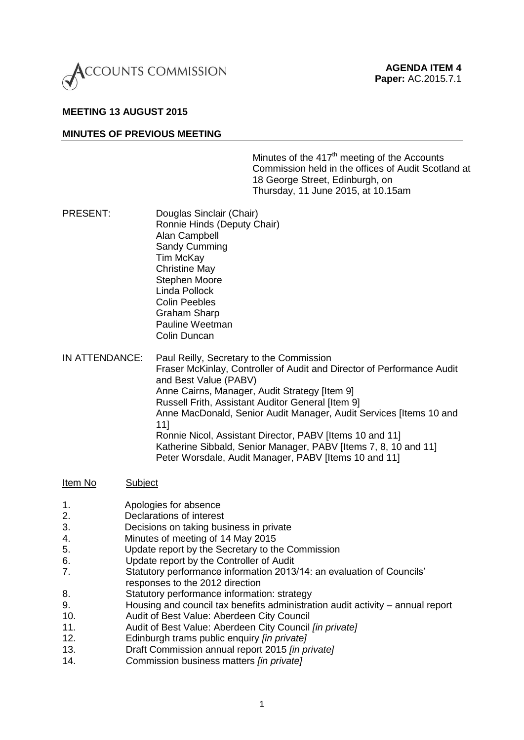ACCOUNTS COMMISSION

**AGENDA ITEM 4**
**Paper:** AC.2015.7.1

**MEETING 13 AUGUST 2015**

**MINUTES OF PREVIOUS MEETING**

Minutes of the 417th meeting of the Accounts Commission held in the offices of Audit Scotland at 18 George Street, Edinburgh, on Thursday, 11 June 2015, at 10.15am

PRESENT:
Douglas Sinclair (Chair)
Ronnie Hinds (Deputy Chair)
Alan Campbell
Sandy Cumming
Tim McKay
Christine May
Stephen Moore
Linda Pollock
Colin Peebles
Graham Sharp
Pauline Weetman
Colin Duncan

IN ATTENDANCE:
Paul Reilly, Secretary to the Commission
Fraser McKinlay, Controller of Audit and Director of Performance Audit and Best Value (PABV)
Anne Cairns, Manager, Audit Strategy [Item 9]
Russell Frith, Assistant Auditor General [Item 9]
Anne MacDonald, Senior Audit Manager, Audit Services [Items 10 and 11]
Ronnie Nicol, Assistant Director, PABV [Items 10 and 11]
Katherine Sibbald, Senior Manager, PABV [Items 7, 8, 10 and 11]
Peter Worsdale, Audit Manager, PABV [Items 10 and 11]

| Item No | Subject |
|---|---|
| 1. | Apologies for absence |
| 2. | Declarations of interest |
| 3. | Decisions on taking business in private |
| 4. | Minutes of meeting of 14 May 2015 |
| 5. | Update report by the Secretary to the Commission |
| 6. | Update report by the Controller of Audit |
| 7. | Statutory performance information 2013/14: an evaluation of Councils' responses to the 2012 direction |
| 8. | Statutory performance information: strategy |
| 9. | Housing and council tax benefits administration audit activity – annual report |
| 10. | Audit of Best Value: Aberdeen City Council |
| 11. | Audit of Best Value: Aberdeen City Council *[in private]* |
| 12. | Edinburgh trams public enquiry *[in private]* |
| 13. | Draft Commission annual report 2015 *[in private]* |
| 14. | Commission business matters *[in private]* |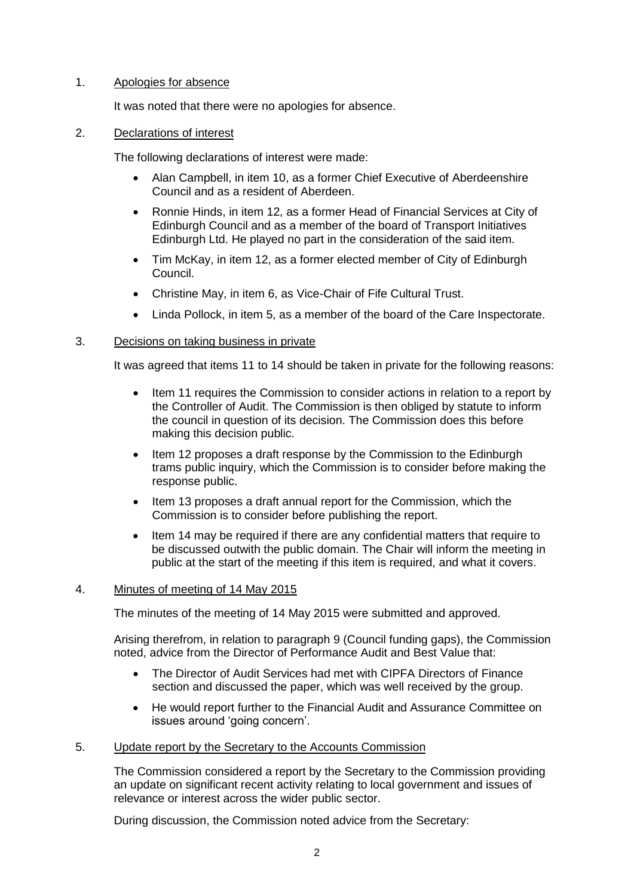1. Apologies for absence

   It was noted that there were no apologies for absence.

2. Declarations of interest

   The following declarations of interest were made:

   - Alan Campbell, in item 10, as a former Chief Executive of Aberdeenshire Council and as a resident of Aberdeen.
   - Ronnie Hinds, in item 12, as a former Head of Financial Services at City of Edinburgh Council and as a member of the board of Transport Initiatives Edinburgh Ltd. He played no part in the consideration of the said item.
   - Tim McKay, in item 12, as a former elected member of City of Edinburgh Council.
   - Christine May, in item 6, as Vice-Chair of Fife Cultural Trust.
   - Linda Pollock, in item 5, as a member of the board of the Care Inspectorate.

3. Decisions on taking business in private

   It was agreed that items 11 to 14 should be taken in private for the following reasons:

   - Item 11 requires the Commission to consider actions in relation to a report by the Controller of Audit. The Commission is then obliged by statute to inform the council in question of its decision. The Commission does this before making this decision public.
   - Item 12 proposes a draft response by the Commission to the Edinburgh trams public inquiry, which the Commission is to consider before making the response public.
   - Item 13 proposes a draft annual report for the Commission, which the Commission is to consider before publishing the report.
   - Item 14 may be required if there are any confidential matters that require to be discussed outwith the public domain. The Chair will inform the meeting in public at the start of the meeting if this item is required, and what it covers.

4. Minutes of meeting of 14 May 2015

   The minutes of the meeting of 14 May 2015 were submitted and approved.

   Arising therefrom, in relation to paragraph 9 (Council funding gaps), the Commission noted, advice from the Director of Performance Audit and Best Value that:

   - The Director of Audit Services had met with CIPFA Directors of Finance section and discussed the paper, which was well received by the group.
   - He would report further to the Financial Audit and Assurance Committee on issues around 'going concern'.

5. Update report by the Secretary to the Accounts Commission

   The Commission considered a report by the Secretary to the Commission providing an update on significant recent activity relating to local government and issues of relevance or interest across the wider public sector.

   During discussion, the Commission noted advice from the Secretary: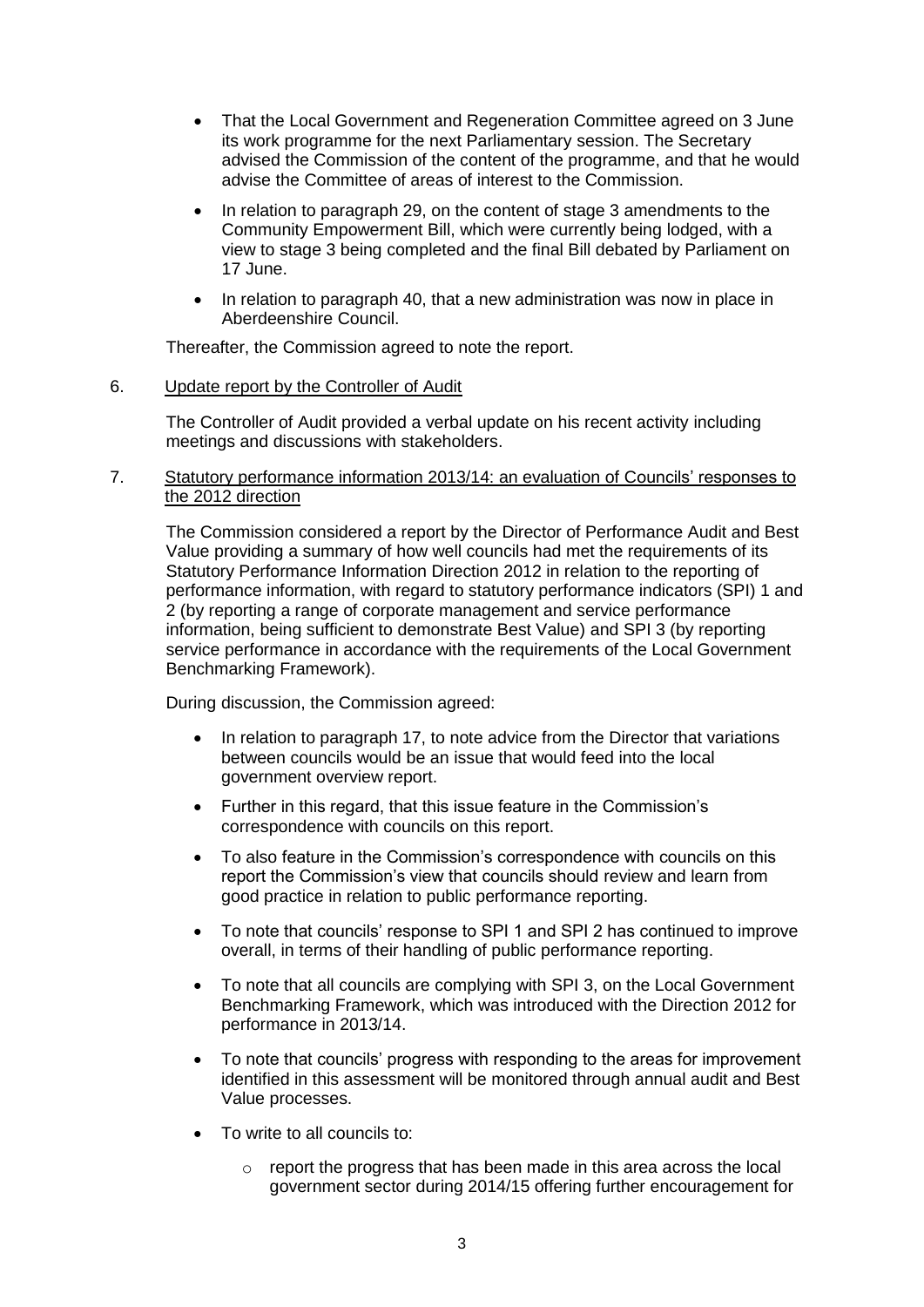- That the Local Government and Regeneration Committee agreed on 3 June its work programme for the next Parliamentary session. The Secretary advised the Commission of the content of the programme, and that he would advise the Committee of areas of interest to the Commission.
- In relation to paragraph 29, on the content of stage 3 amendments to the Community Empowerment Bill, which were currently being lodged, with a view to stage 3 being completed and the final Bill debated by Parliament on 17 June.
- In relation to paragraph 40, that a new administration was now in place in Aberdeenshire Council.

Thereafter, the Commission agreed to note the report.

6. Update report by the Controller of Audit

The Controller of Audit provided a verbal update on his recent activity including meetings and discussions with stakeholders.

7. Statutory performance information 2013/14: an evaluation of Councils' responses to the 2012 direction

The Commission considered a report by the Director of Performance Audit and Best Value providing a summary of how well councils had met the requirements of its Statutory Performance Information Direction 2012 in relation to the reporting of performance information, with regard to statutory performance indicators (SPI) 1 and 2 (by reporting a range of corporate management and service performance information, being sufficient to demonstrate Best Value) and SPI 3 (by reporting service performance in accordance with the requirements of the Local Government Benchmarking Framework).

During discussion, the Commission agreed:

- In relation to paragraph 17, to note advice from the Director that variations between councils would be an issue that would feed into the local government overview report.
- Further in this regard, that this issue feature in the Commission's correspondence with councils on this report.
- To also feature in the Commission's correspondence with councils on this report the Commission's view that councils should review and learn from good practice in relation to public performance reporting.
- To note that councils' response to SPI 1 and SPI 2 has continued to improve overall, in terms of their handling of public performance reporting.
- To note that all councils are complying with SPI 3, on the Local Government Benchmarking Framework, which was introduced with the Direction 2012 for performance in 2013/14.
- To note that councils' progress with responding to the areas for improvement identified in this assessment will be monitored through annual audit and Best Value processes.
- To write to all councils to:
  - report the progress that has been made in this area across the local government sector during 2014/15 offering further encouragement for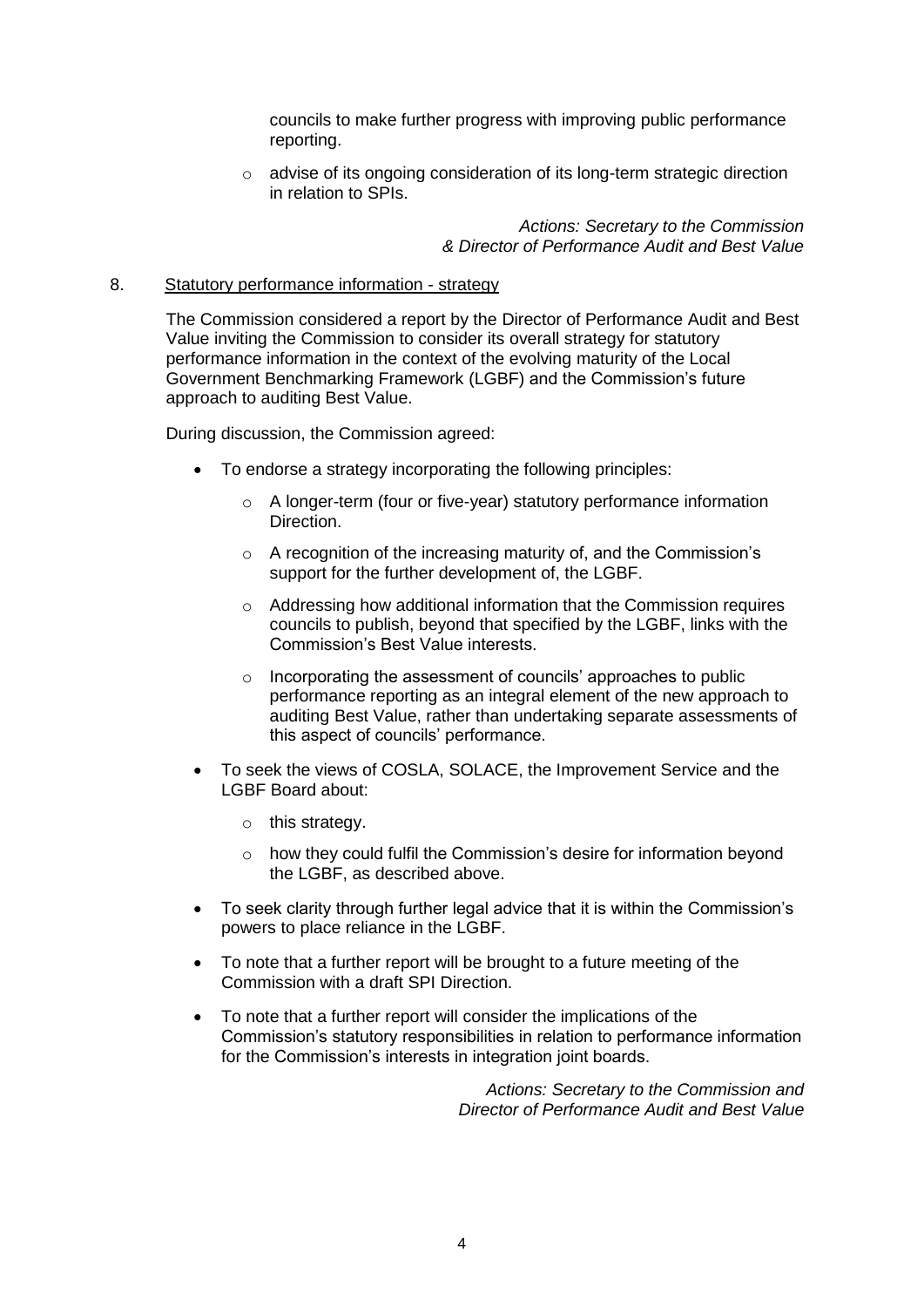councils to make further progress with improving public performance reporting.

- advise of its ongoing consideration of its long-term strategic direction in relation to SPIs.

*Actions: Secretary to the Commission & Director of Performance Audit and Best Value*

8. Statutory performance information - strategy

The Commission considered a report by the Director of Performance Audit and Best Value inviting the Commission to consider its overall strategy for statutory performance information in the context of the evolving maturity of the Local Government Benchmarking Framework (LGBF) and the Commission's future approach to auditing Best Value.

During discussion, the Commission agreed:

- To endorse a strategy incorporating the following principles:
  - A longer-term (four or five-year) statutory performance information Direction.
  - A recognition of the increasing maturity of, and the Commission's support for the further development of, the LGBF.
  - Addressing how additional information that the Commission requires councils to publish, beyond that specified by the LGBF, links with the Commission's Best Value interests.
  - Incorporating the assessment of councils' approaches to public performance reporting as an integral element of the new approach to auditing Best Value, rather than undertaking separate assessments of this aspect of councils' performance.
- To seek the views of COSLA, SOLACE, the Improvement Service and the LGBF Board about:
  - this strategy.
  - how they could fulfil the Commission's desire for information beyond the LGBF, as described above.
- To seek clarity through further legal advice that it is within the Commission's powers to place reliance in the LGBF.
- To note that a further report will be brought to a future meeting of the Commission with a draft SPI Direction.
- To note that a further report will consider the implications of the Commission's statutory responsibilities in relation to performance information for the Commission's interests in integration joint boards.

*Actions: Secretary to the Commission and Director of Performance Audit and Best Value*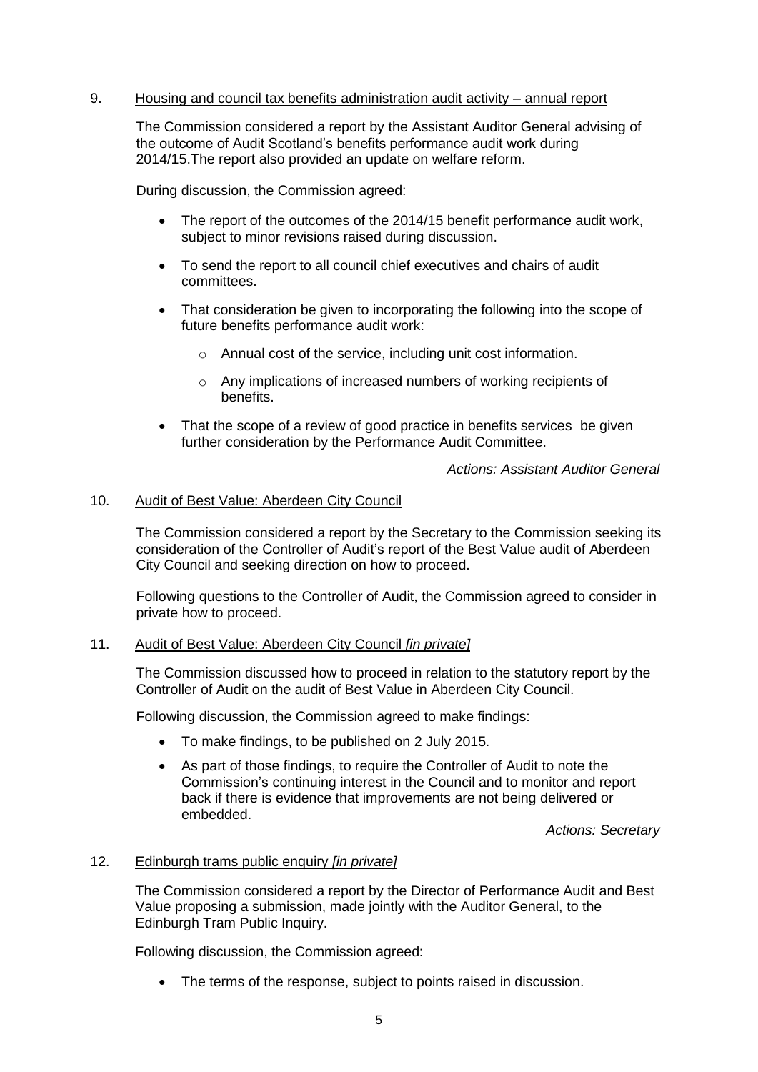9. Housing and council tax benefits administration audit activity – annual report

The Commission considered a report by the Assistant Auditor General advising of the outcome of Audit Scotland's benefits performance audit work during 2014/15.The report also provided an update on welfare reform.

During discussion, the Commission agreed:

- The report of the outcomes of the 2014/15 benefit performance audit work, subject to minor revisions raised during discussion.
- To send the report to all council chief executives and chairs of audit committees.
- That consideration be given to incorporating the following into the scope of future benefits performance audit work:
    - Annual cost of the service, including unit cost information.
    - Any implications of increased numbers of working recipients of benefits.
- That the scope of a review of good practice in benefits services be given further consideration by the Performance Audit Committee.

*Actions: Assistant Auditor General*

10. Audit of Best Value: Aberdeen City Council

The Commission considered a report by the Secretary to the Commission seeking its consideration of the Controller of Audit's report of the Best Value audit of Aberdeen City Council and seeking direction on how to proceed.

Following questions to the Controller of Audit, the Commission agreed to consider in private how to proceed.

11. Audit of Best Value: Aberdeen City Council *[in private]*

The Commission discussed how to proceed in relation to the statutory report by the Controller of Audit on the audit of Best Value in Aberdeen City Council.

Following discussion, the Commission agreed to make findings:

- To make findings, to be published on 2 July 2015.
- As part of those findings, to require the Controller of Audit to note the Commission's continuing interest in the Council and to monitor and report back if there is evidence that improvements are not being delivered or embedded.

*Actions: Secretary*

12. Edinburgh trams public enquiry *[in private]*

The Commission considered a report by the Director of Performance Audit and Best Value proposing a submission, made jointly with the Auditor General, to the Edinburgh Tram Public Inquiry.

Following discussion, the Commission agreed:

- The terms of the response, subject to points raised in discussion.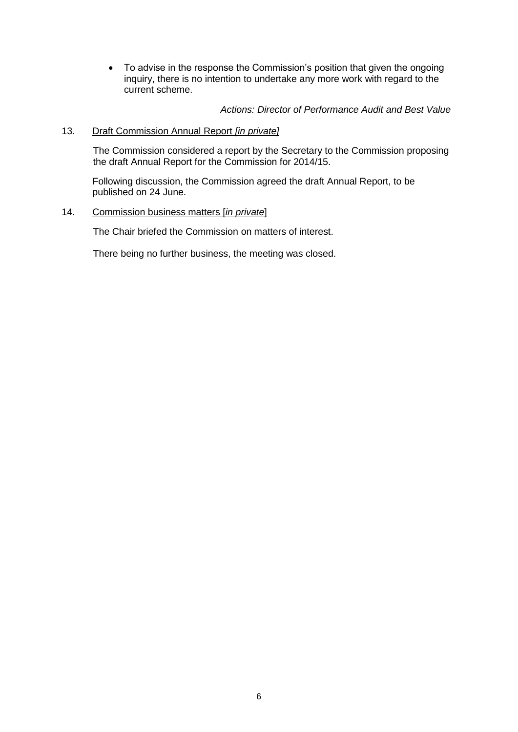- To advise in the response the Commission's position that given the ongoing inquiry, there is no intention to undertake any more work with regard to the current scheme.

*Actions: Director of Performance Audit and Best Value*

13. Draft Commission Annual Report *[in private]*

The Commission considered a report by the Secretary to the Commission proposing the draft Annual Report for the Commission for 2014/15.

Following discussion, the Commission agreed the draft Annual Report, to be published on 24 June.

14. Commission business matters [*in private*]

The Chair briefed the Commission on matters of interest.

There being no further business, the meeting was closed.